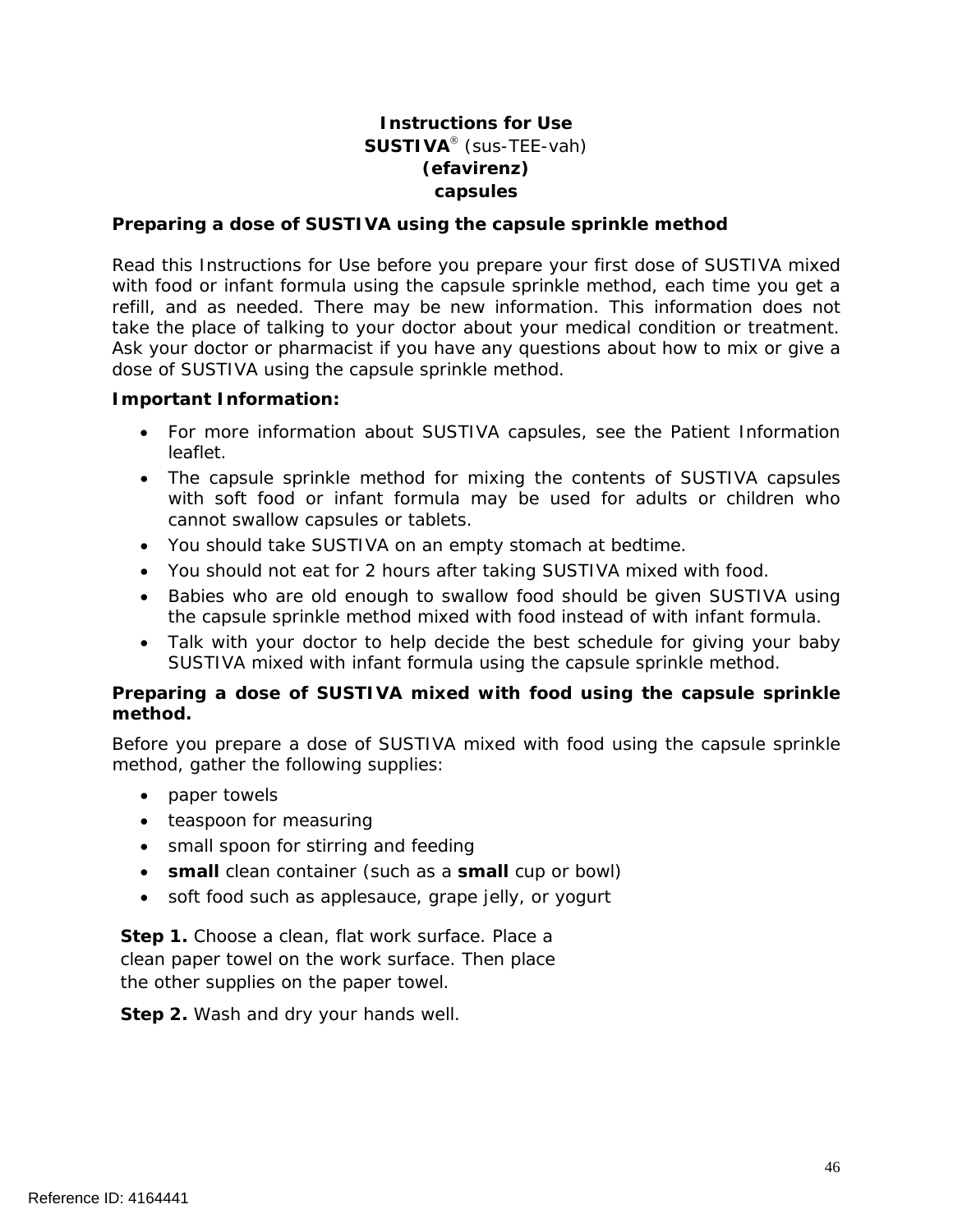# Instructions for Use
## SUSTIVA® (sus-TEE-vah)
## (efavirenz)
## capsules

**Preparing a dose of SUSTIVA using the capsule sprinkle method**

Read this Instructions for Use before you prepare your first dose of SUSTIVA mixed with food or infant formula using the capsule sprinkle method, each time you get a refill, and as needed. There may be new information. This information does not take the place of talking to your doctor about your medical condition or treatment. Ask your doctor or pharmacist if you have any questions about how to mix or give a dose of SUSTIVA using the capsule sprinkle method.

**Important Information:**

- For more information about SUSTIVA capsules, see the Patient Information leaflet.
- The capsule sprinkle method for mixing the contents of SUSTIVA capsules with soft food or infant formula may be used for adults or children who cannot swallow capsules or tablets.
- You should take SUSTIVA on an empty stomach at bedtime.
- You should not eat for 2 hours after taking SUSTIVA mixed with food.
- Babies who are old enough to swallow food should be given SUSTIVA using the capsule sprinkle method mixed with food instead of with infant formula.
- Talk with your doctor to help decide the best schedule for giving your baby SUSTIVA mixed with infant formula using the capsule sprinkle method.

**Preparing a dose of SUSTIVA mixed with food using the capsule sprinkle method.**

Before you prepare a dose of SUSTIVA mixed with food using the capsule sprinkle method, gather the following supplies:

- paper towels
- teaspoon for measuring
- small spoon for stirring and feeding
- **small** clean container (such as a **small** cup or bowl)
- soft food such as applesauce, grape jelly, or yogurt

**Step 1.** Choose a clean, flat work surface. Place a clean paper towel on the work surface. Then place the other supplies on the paper towel.

**Step 2.** Wash and dry your hands well.

Reference ID: 4164441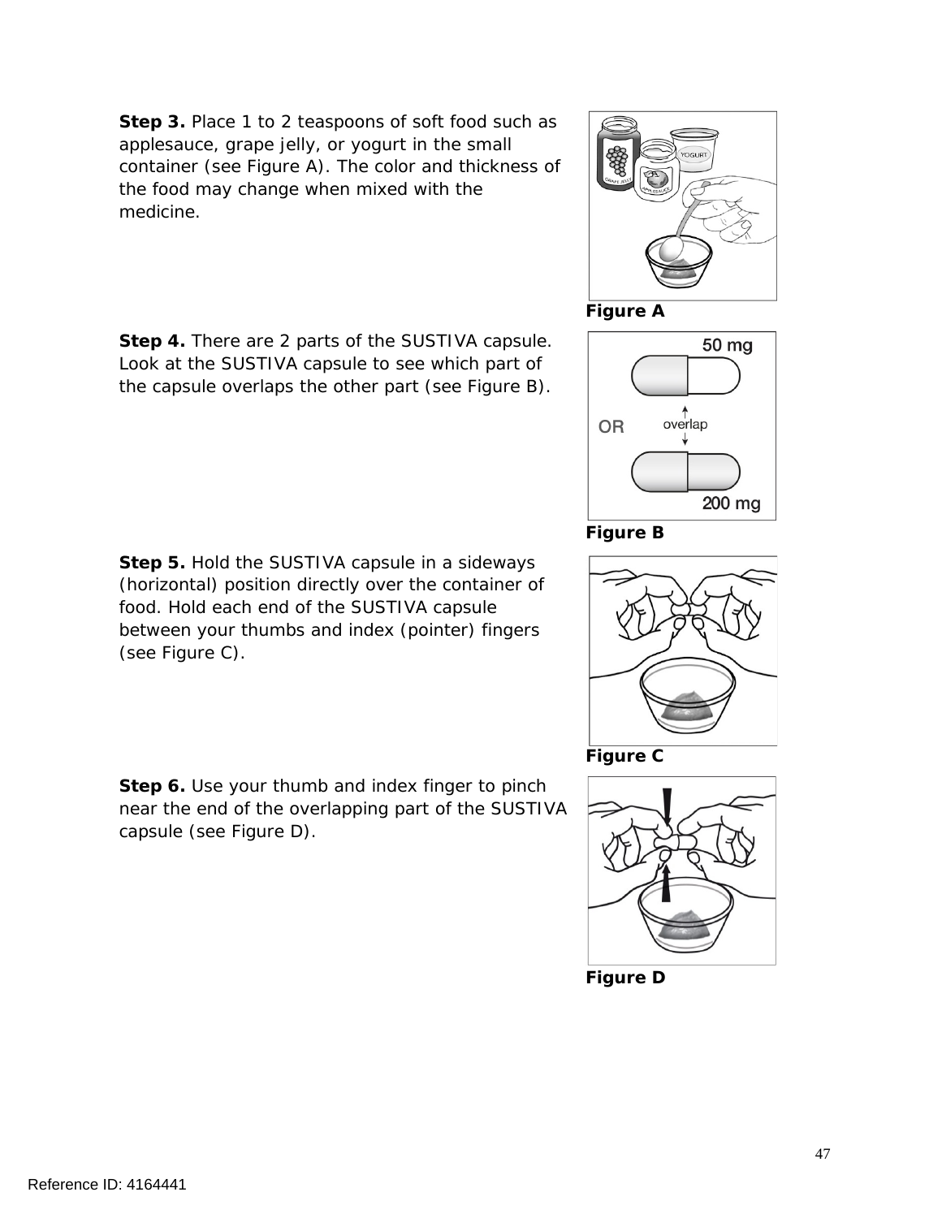**Step 3.** Place 1 to 2 teaspoons of soft food such as applesauce, grape jelly, or yogurt in the small container (see Figure A). The color and thickness of the food may change when mixed with the medicine.

Figure A

**Step 4.** There are 2 parts of the SUSTIVA capsule. Look at the SUSTIVA capsule to see which part of the capsule overlaps the other part (see Figure B).

Figure B

**Step 5.** Hold the SUSTIVA capsule in a sideways (horizontal) position directly over the container of food. Hold each end of the SUSTIVA capsule between your thumbs and index (pointer) fingers (see Figure C).

Figure C

**Step 6.** Use your thumb and index finger to pinch near the end of the overlapping part of the SUSTIVA capsule (see Figure D).

Figure D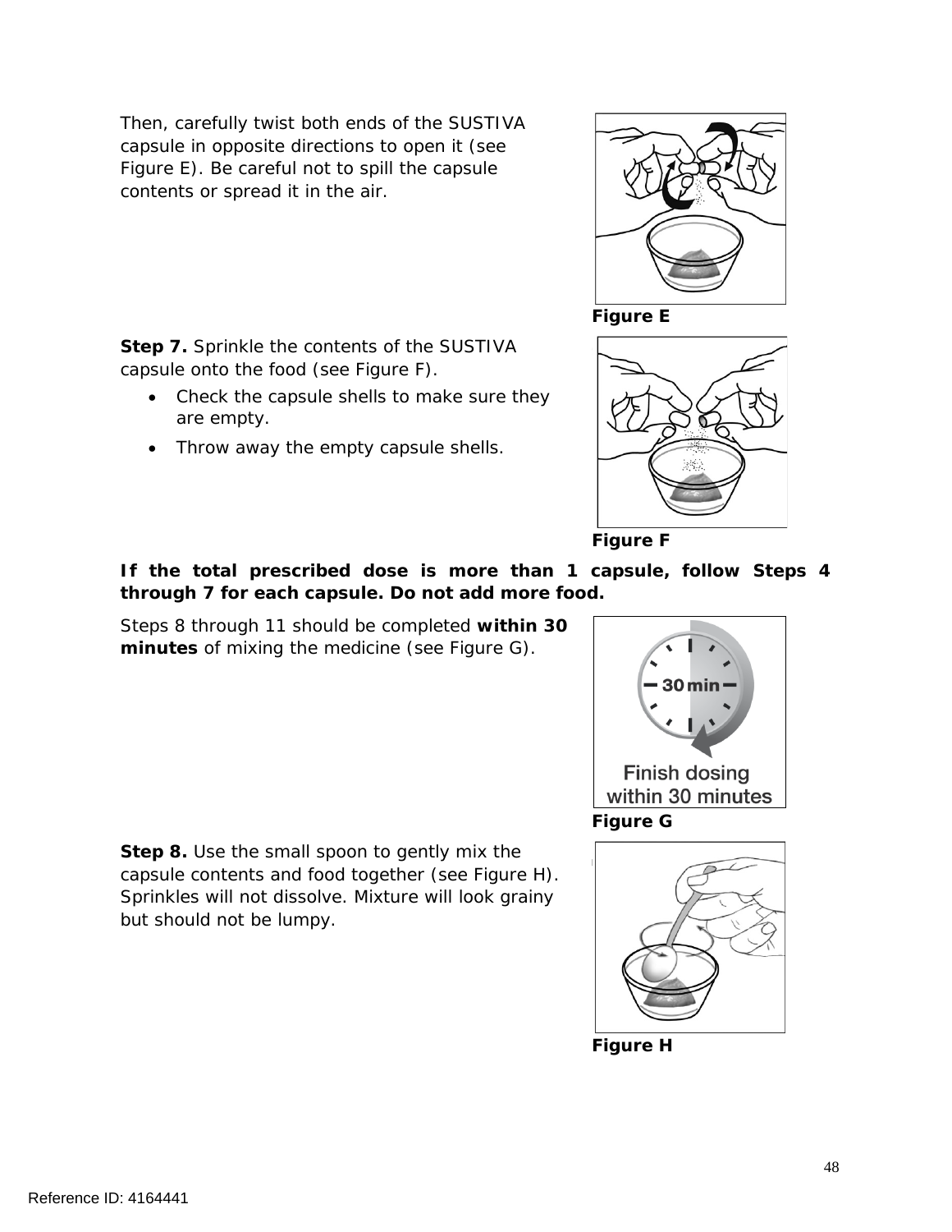Then, carefully twist both ends of the SUSTIVA capsule in opposite directions to open it (see Figure E). Be careful not to spill the capsule contents or spread it in the air.

Figure E

**Step 7.** Sprinkle the contents of the SUSTIVA capsule onto the food (see Figure F).

- Check the capsule shells to make sure they are empty.
- Throw away the empty capsule shells.

Figure F

**If the total prescribed dose is more than 1 capsule, follow Steps 4 through 7 for each capsule. Do not add more food.**

Steps 8 through 11 should be completed **within 30 minutes** of mixing the medicine (see Figure G).

Figure G

**Step 8.** Use the small spoon to gently mix the capsule contents and food together (see Figure H). Sprinkles will not dissolve. Mixture will look grainy but should not be lumpy.

Figure H

Reference ID: 4164441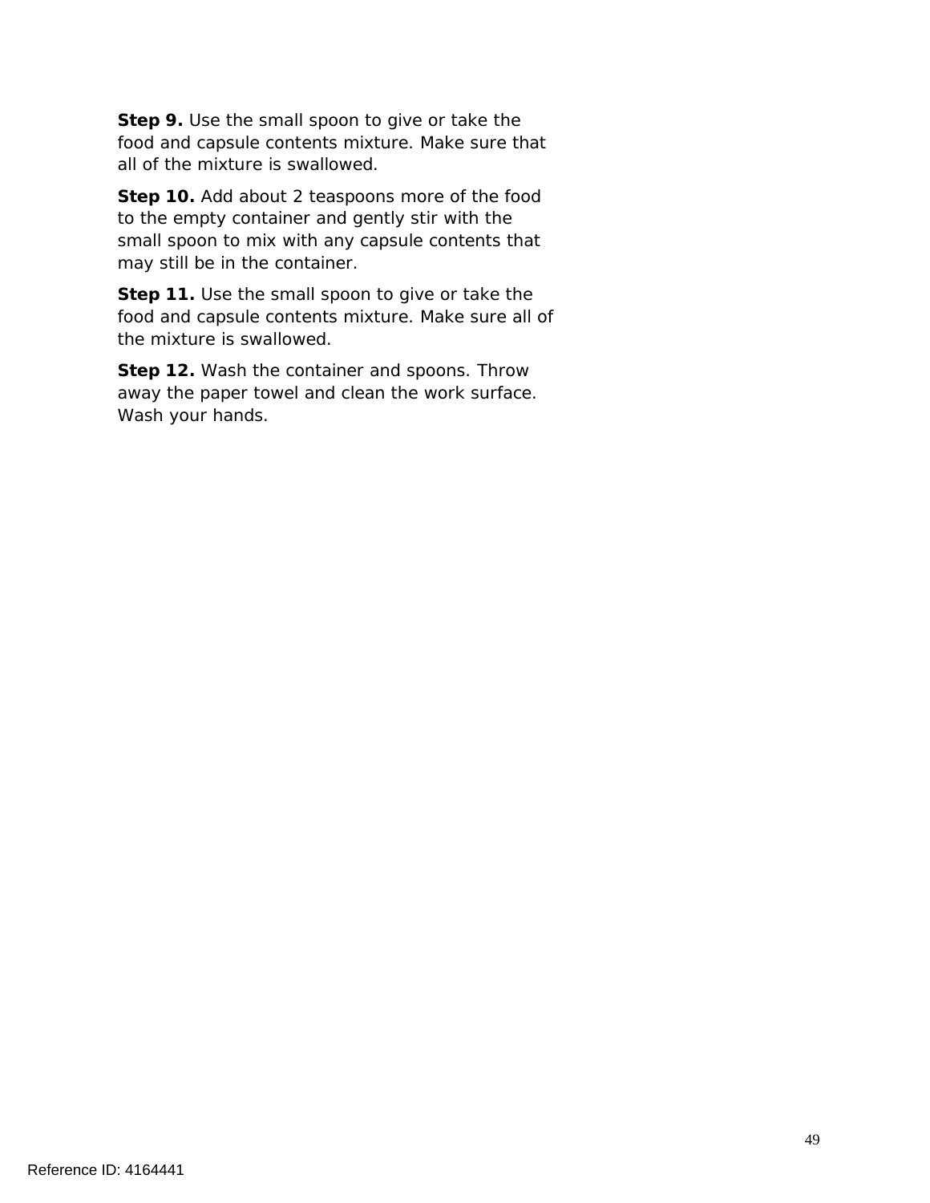**Step 9.** Use the small spoon to give or take the food and capsule contents mixture. Make sure that all of the mixture is swallowed.

**Step 10.** Add about 2 teaspoons more of the food to the empty container and gently stir with the small spoon to mix with any capsule contents that may still be in the container.

**Step 11.** Use the small spoon to give or take the food and capsule contents mixture. Make sure all of the mixture is swallowed.

**Step 12.** Wash the container and spoons. Throw away the paper towel and clean the work surface. Wash your hands.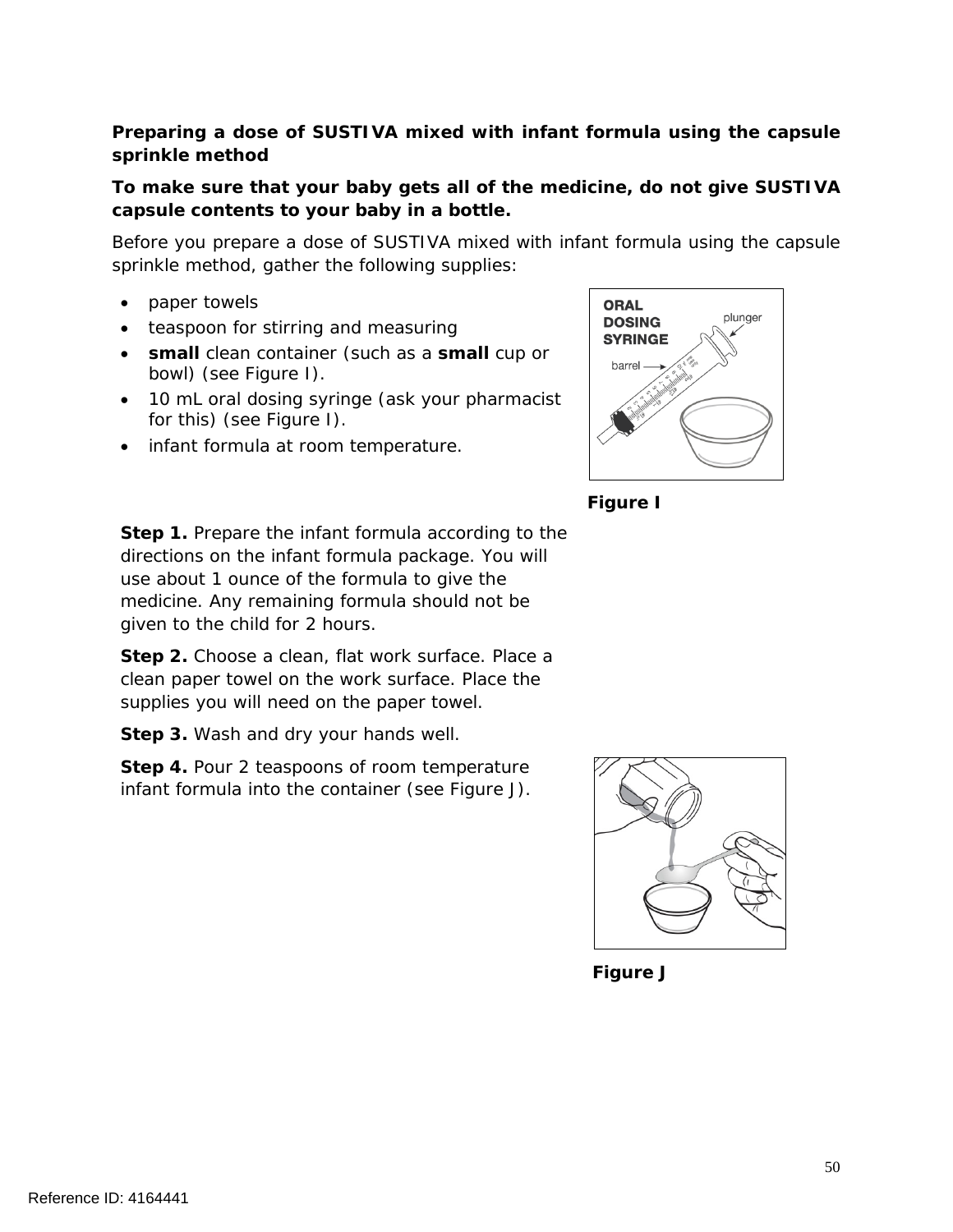**Preparing a dose of SUSTIVA mixed with infant formula using the capsule sprinkle method**

**To make sure that your baby gets all of the medicine, do not give SUSTIVA capsule contents to your baby in a bottle.**

Before you prepare a dose of SUSTIVA mixed with infant formula using the capsule sprinkle method, gather the following supplies:

- paper towels
- teaspoon for stirring and measuring
- **small** clean container (such as a **small** cup or bowl) (see Figure I).
- 10 mL oral dosing syringe (ask your pharmacist for this) (see Figure I).
- infant formula at room temperature.

**Figure I**

**Step 1.** Prepare the infant formula according to the directions on the infant formula package. You will use about 1 ounce of the formula to give the medicine. Any remaining formula should not be given to the child for 2 hours.

**Step 2.** Choose a clean, flat work surface. Place a clean paper towel on the work surface. Place the supplies you will need on the paper towel.

**Step 3.** Wash and dry your hands well.

**Step 4.** Pour 2 teaspoons of room temperature infant formula into the container (see Figure J).

**Figure J**

Reference ID: 4164441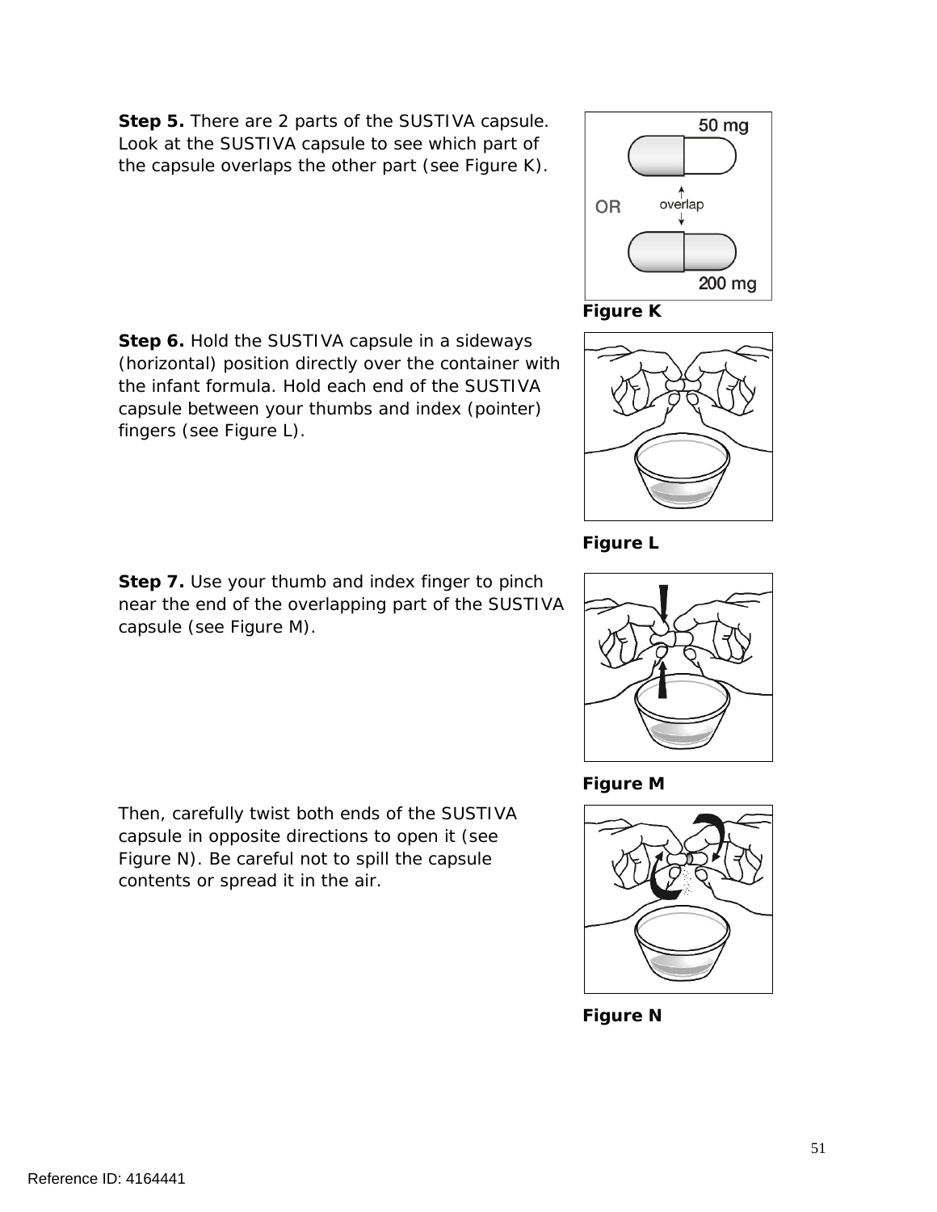**Step 5.** There are 2 parts of the SUSTIVA capsule. Look at the SUSTIVA capsule to see which part of the capsule overlaps the other part (see Figure K).

Figure K

**Step 6.** Hold the SUSTIVA capsule in a sideways (horizontal) position directly over the container with the infant formula. Hold each end of the SUSTIVA capsule between your thumbs and index (pointer) fingers (see Figure L).

Figure L

**Step 7.** Use your thumb and index finger to pinch near the end of the overlapping part of the SUSTIVA capsule (see Figure M).

Figure M

Then, carefully twist both ends of the SUSTIVA capsule in opposite directions to open it (see Figure N). Be careful not to spill the capsule contents or spread it in the air.

Figure N

Reference ID: 4164441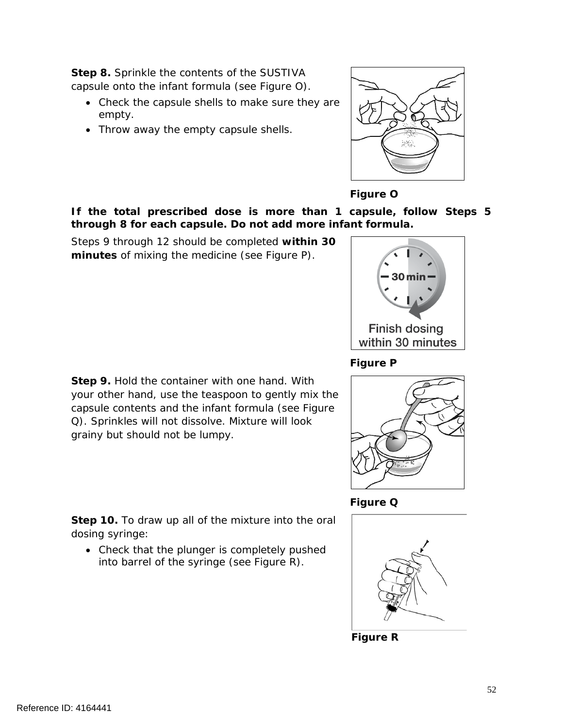**Step 8.** Sprinkle the contents of the SUSTIVA capsule onto the infant formula (see Figure O).

- Check the capsule shells to make sure they are empty.
- Throw away the empty capsule shells.

**Figure O**

**If the total prescribed dose is more than 1 capsule, follow Steps 5 through 8 for each capsule. Do not add more infant formula.**

Steps 9 through 12 should be completed **within 30 minutes** of mixing the medicine (see Figure P).

**Figure P**

**Step 9.** Hold the container with one hand. With your other hand, use the teaspoon to gently mix the capsule contents and the infant formula (see Figure Q). Sprinkles will not dissolve. Mixture will look grainy but should not be lumpy.

**Figure Q**

**Step 10.** To draw up all of the mixture into the oral dosing syringe:

- Check that the plunger is completely pushed into barrel of the syringe (see Figure R).

**Figure R**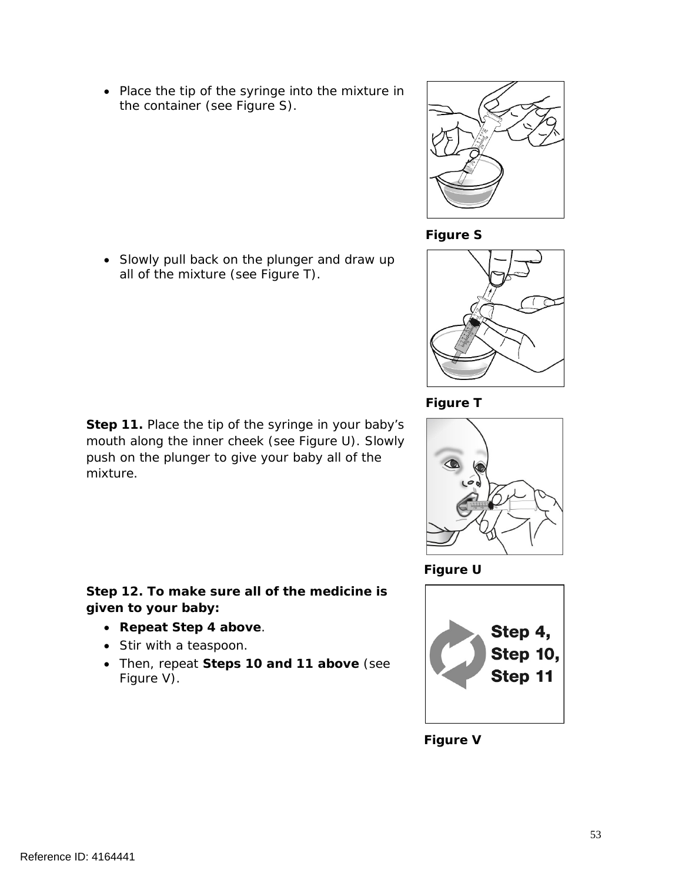- Place the tip of the syringe into the mixture in the container (see Figure S).

Figure S

- Slowly pull back on the plunger and draw up all of the mixture (see Figure T).

Figure T

**Step 11.** Place the tip of the syringe in your baby's mouth along the inner cheek (see Figure U). Slowly push on the plunger to give your baby all of the mixture.

Figure U

**Step 12. To make sure all of the medicine is given to your baby:**

- **Repeat Step 4 above**.
- Stir with a teaspoon.
- Then, repeat **Steps 10 and 11 above** (see Figure V).

Figure V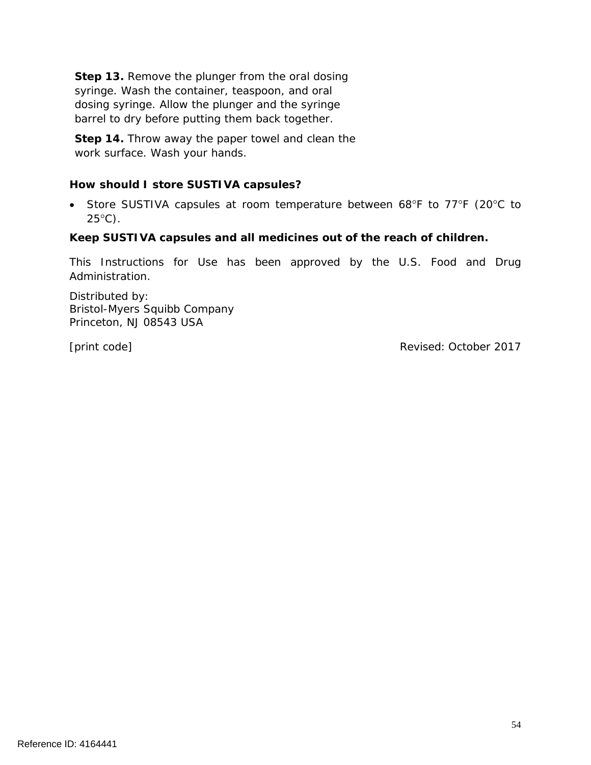**Step 13.** Remove the plunger from the oral dosing syringe. Wash the container, teaspoon, and oral dosing syringe. Allow the plunger and the syringe barrel to dry before putting them back together.

**Step 14.** Throw away the paper towel and clean the work surface. Wash your hands.

**How should I store SUSTIVA capsules?**

- Store SUSTIVA capsules at room temperature between 68°F to 77°F (20°C to 25°C).

**Keep SUSTIVA capsules and all medicines out of the reach of children.**

This Instructions for Use has been approved by the U.S. Food and Drug Administration.

Distributed by:
Bristol-Myers Squibb Company
Princeton, NJ 08543 USA

[print code] Revised: October 2017